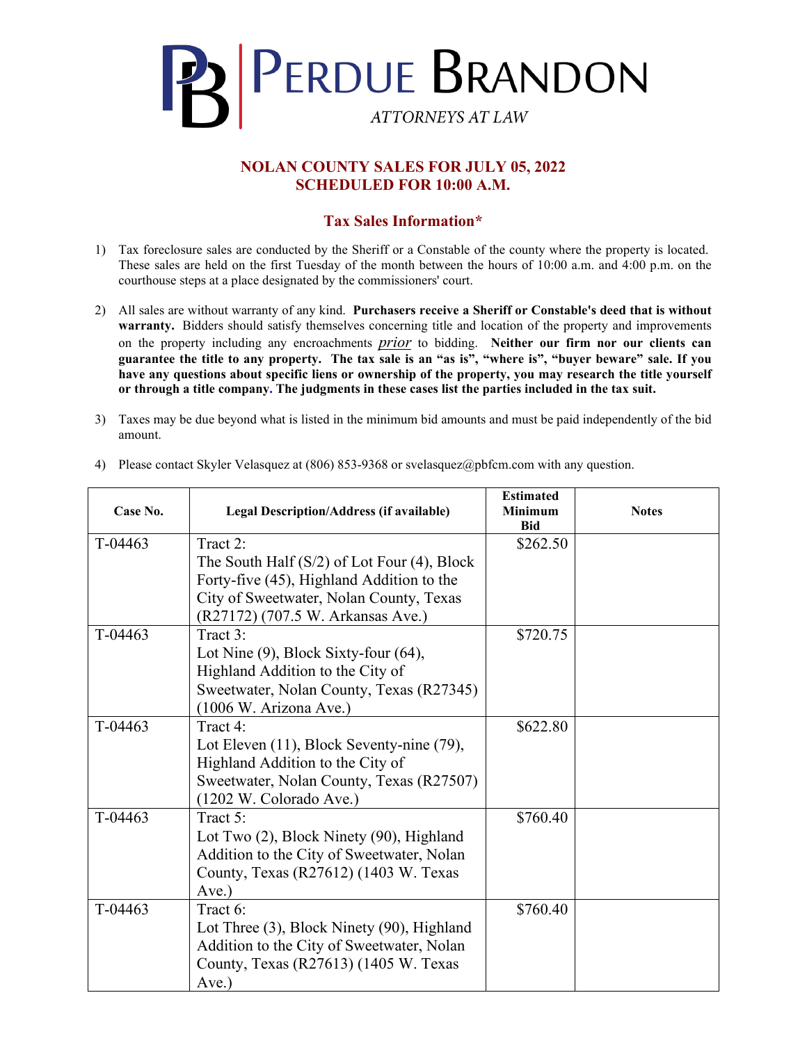# PERDUE BRANDON

*ATTORNEYS AT LAW*

## NOLAN COUNTY SALES FOR JULY 05, 2022
## SCHEDULED FOR 10:00 A.M.

### Tax Sales Information*

1) Tax foreclosure sales are conducted by the Sheriff or a Constable of the county where the property is located. These sales are held on the first Tuesday of the month between the hours of 10:00 a.m. and 4:00 p.m. on the courthouse steps at a place designated by the commissioners' court.

2) All sales are without warranty of any kind. **Purchasers receive a Sheriff or Constable's deed that is without warranty.** Bidders should satisfy themselves concerning title and location of the property and improvements on the property including any encroachments *prior* to bidding. **Neither our firm nor our clients can guarantee the title to any property. The tax sale is an "as is", "where is", "buyer beware" sale. If you have any questions about specific liens or ownership of the property, you may research the title yourself or through a title company. The judgments in these cases list the parties included in the tax suit.**

3) Taxes may be due beyond what is listed in the minimum bid amounts and must be paid independently of the bid amount.

4) Please contact Skyler Velasquez at (806) 853-9368 or svelasquez@pbfcm.com with any question.

| Case No. | Legal Description/Address (if available) | Estimated Minimum Bid | Notes |
|---|---|---|---|
| T-04463 | Tract 2: The South Half (S/2) of Lot Four (4), Block Forty-five (45), Highland Addition to the City of Sweetwater, Nolan County, Texas (R27172) (707.5 W. Arkansas Ave.) | $262.50 | |
| T-04463 | Tract 3: Lot Nine (9), Block Sixty-four (64), Highland Addition to the City of Sweetwater, Nolan County, Texas (R27345) (1006 W. Arizona Ave.) | $720.75 | |
| T-04463 | Tract 4: Lot Eleven (11), Block Seventy-nine (79), Highland Addition to the City of Sweetwater, Nolan County, Texas (R27507) (1202 W. Colorado Ave.) | $622.80 | |
| T-04463 | Tract 5: Lot Two (2), Block Ninety (90), Highland Addition to the City of Sweetwater, Nolan County, Texas (R27612) (1403 W. Texas Ave.) | $760.40 | |
| T-04463 | Tract 6: Lot Three (3), Block Ninety (90), Highland Addition to the City of Sweetwater, Nolan County, Texas (R27613) (1405 W. Texas Ave.) | $760.40 | |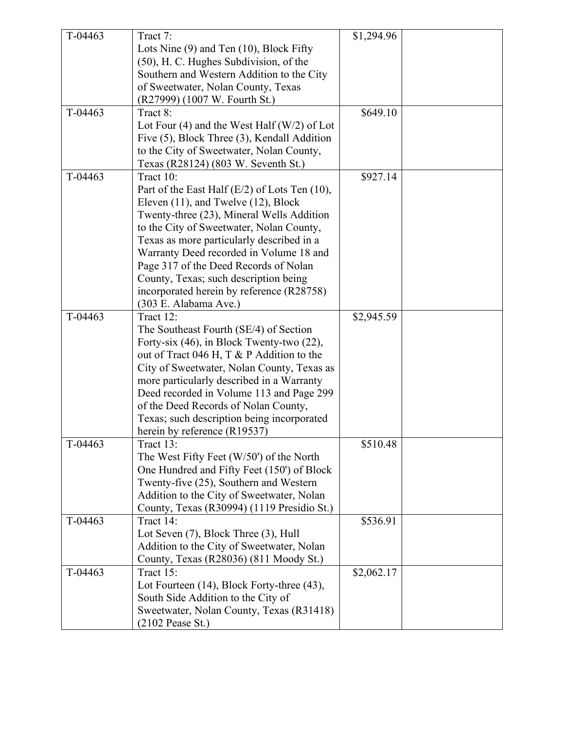| | | | |
|---|---|---|---|
| T-04463 | Tract 7:<br>Lots Nine (9) and Ten (10), Block Fifty (50), H. C. Hughes Subdivision, of the Southern and Western Addition to the City of Sweetwater, Nolan County, Texas (R27999) (1007 W. Fourth St.) | $1,294.96 | |
| T-04463 | Tract 8:<br>Lot Four (4) and the West Half (W/2) of Lot Five (5), Block Three (3), Kendall Addition to the City of Sweetwater, Nolan County, Texas (R28124) (803 W. Seventh St.) | $649.10 | |
| T-04463 | Tract 10:<br>Part of the East Half (E/2) of Lots Ten (10), Eleven (11), and Twelve (12), Block Twenty-three (23), Mineral Wells Addition to the City of Sweetwater, Nolan County, Texas as more particularly described in a Warranty Deed recorded in Volume 18 and Page 317 of the Deed Records of Nolan County, Texas; such description being incorporated herein by reference (R28758) (303 E. Alabama Ave.) | $927.14 | |
| T-04463 | Tract 12:<br>The Southeast Fourth (SE/4) of Section Forty-six (46), in Block Twenty-two (22), out of Tract 046 H, T & P Addition to the City of Sweetwater, Nolan County, Texas as more particularly described in a Warranty Deed recorded in Volume 113 and Page 299 of the Deed Records of Nolan County, Texas; such description being incorporated herein by reference (R19537) | $2,945.59 | |
| T-04463 | Tract 13:<br>The West Fifty Feet (W/50') of the North One Hundred and Fifty Feet (150') of Block Twenty-five (25), Southern and Western Addition to the City of Sweetwater, Nolan County, Texas (R30994) (1119 Presidio St.) | $510.48 | |
| T-04463 | Tract 14:<br>Lot Seven (7), Block Three (3), Hull Addition to the City of Sweetwater, Nolan County, Texas (R28036) (811 Moody St.) | $536.91 | |
| T-04463 | Tract 15:<br>Lot Fourteen (14), Block Forty-three (43), South Side Addition to the City of Sweetwater, Nolan County, Texas (R31418) (2102 Pease St.) | $2,062.17 | |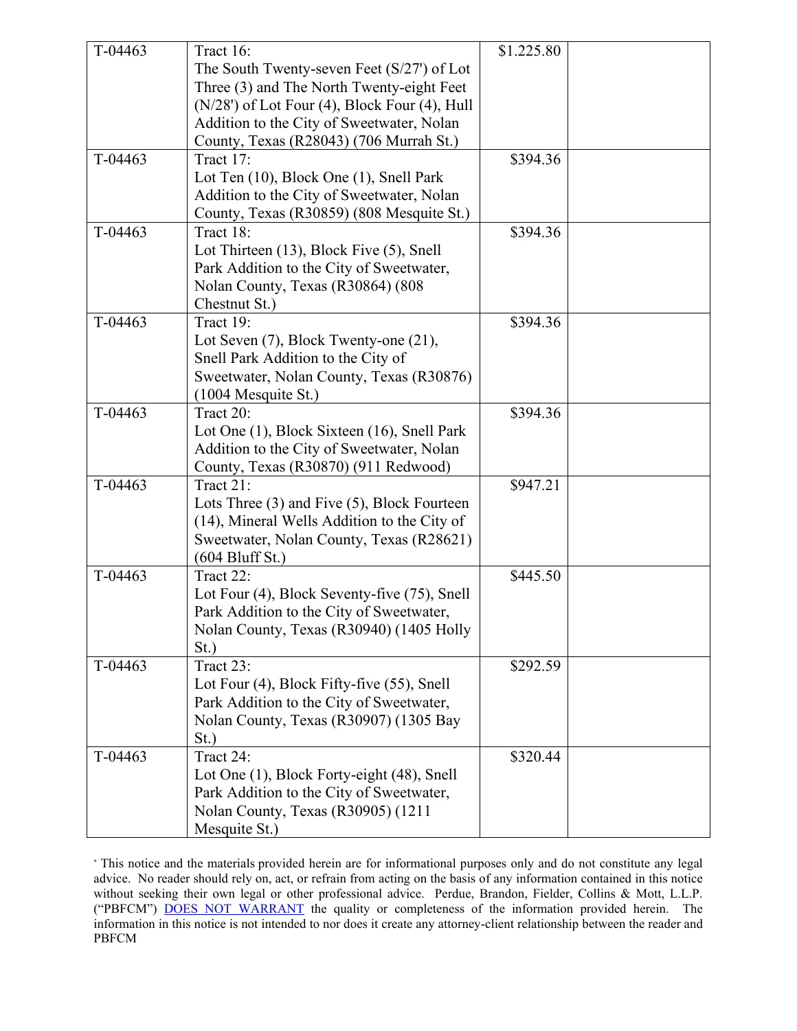| | | | |
|---|---|---|---|
| T-04463 | Tract 16:<br>The South Twenty-seven Feet (S/27') of Lot Three (3) and The North Twenty-eight Feet (N/28') of Lot Four (4), Block Four (4), Hull Addition to the City of Sweetwater, Nolan County, Texas (R28043) (706 Murrah St.) | $1.225.80 | |
| T-04463 | Tract 17:<br>Lot Ten (10), Block One (1), Snell Park Addition to the City of Sweetwater, Nolan County, Texas (R30859) (808 Mesquite St.) | $394.36 | |
| T-04463 | Tract 18:<br>Lot Thirteen (13), Block Five (5), Snell Park Addition to the City of Sweetwater, Nolan County, Texas (R30864) (808 Chestnut St.) | $394.36 | |
| T-04463 | Tract 19:<br>Lot Seven (7), Block Twenty-one (21), Snell Park Addition to the City of Sweetwater, Nolan County, Texas (R30876) (1004 Mesquite St.) | $394.36 | |
| T-04463 | Tract 20:<br>Lot One (1), Block Sixteen (16), Snell Park Addition to the City of Sweetwater, Nolan County, Texas (R30870) (911 Redwood) | $394.36 | |
| T-04463 | Tract 21:<br>Lots Three (3) and Five (5), Block Fourteen (14), Mineral Wells Addition to the City of Sweetwater, Nolan County, Texas (R28621) (604 Bluff St.) | $947.21 | |
| T-04463 | Tract 22:<br>Lot Four (4), Block Seventy-five (75), Snell Park Addition to the City of Sweetwater, Nolan County, Texas (R30940) (1405 Holly St.) | $445.50 | |
| T-04463 | Tract 23:<br>Lot Four (4), Block Fifty-five (55), Snell Park Addition to the City of Sweetwater, Nolan County, Texas (R30907) (1305 Bay St.) | $292.59 | |
| T-04463 | Tract 24:<br>Lot One (1), Block Forty-eight (48), Snell Park Addition to the City of Sweetwater, Nolan County, Texas (R30905) (1211 Mesquite St.) | $320.44 | |

* This notice and the materials provided herein are for informational purposes only and do not constitute any legal advice. No reader should rely on, act, or refrain from acting on the basis of any information contained in this notice without seeking their own legal or other professional advice. Perdue, Brandon, Fielder, Collins & Mott, L.L.P. ("PBFCM") DOES NOT WARRANT the quality or completeness of the information provided herein. The information in this notice is not intended to nor does it create any attorney-client relationship between the reader and PBFCM